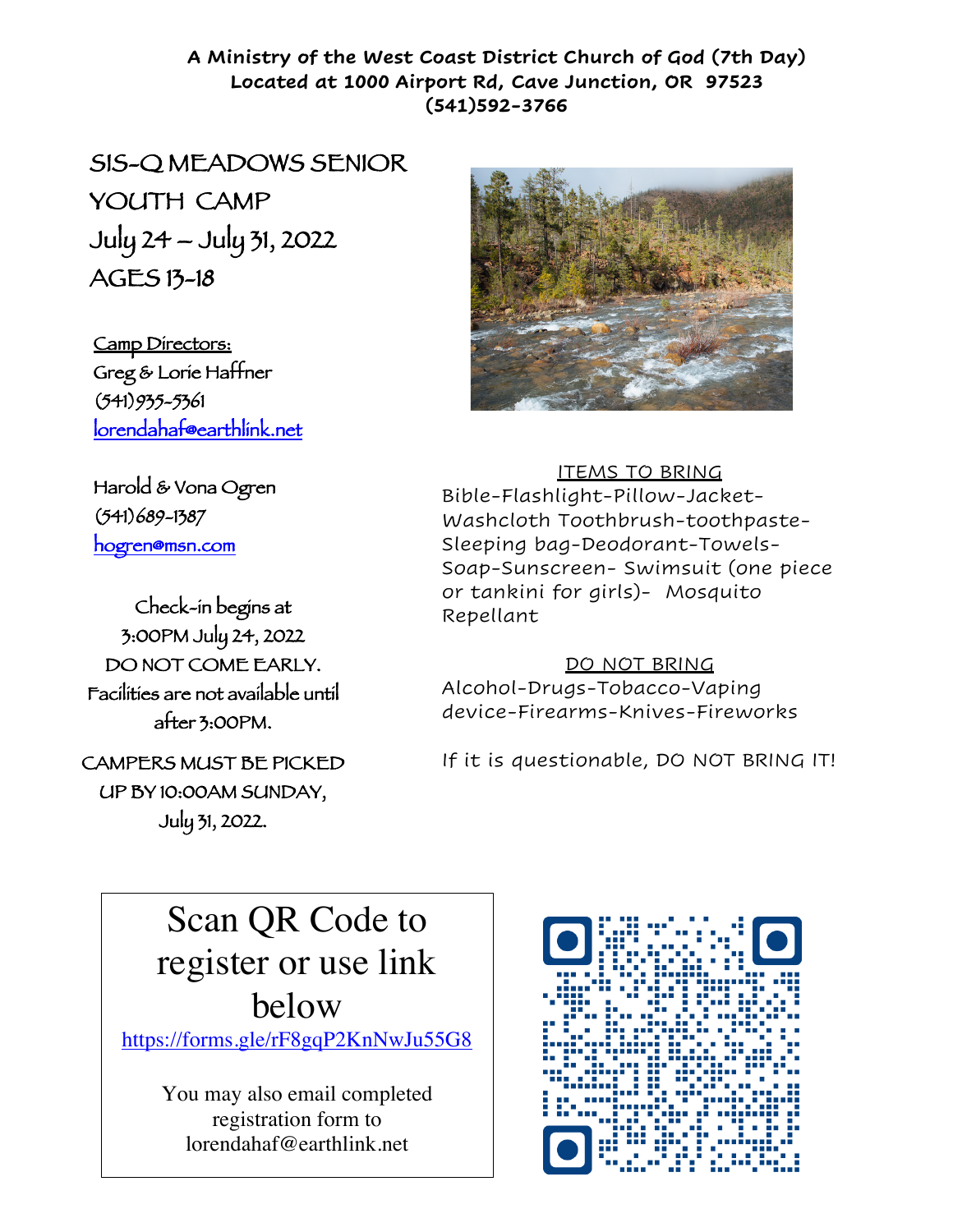**A Ministry of the West Coast District Church of God (7th Day)**
**Located at 1000 Airport Rd, Cave Junction, OR 97523**
**(541)592-3766**

# SIS-Q MEADOWS SENIOR YOUTH CAMP

## July 24 – July 31, 2022

## AGES 13-18

Camp Directors:

Greg & Lorie Haffner
(541)935-5361
lorendahaf@earthlink.net

Harold & Vona Ogren
(541)689-1387
hogren@msn.com

Check-in begins at 3:00PM July 24, 2022
DO NOT COME EARLY.
Facilities are not available until after 3:00PM.

CAMPERS MUST BE PICKED UP BY 10:00AM SUNDAY, July 31, 2022.

ITEMS TO BRING

Bible-Flashlight-Pillow-Jacket-Washcloth Toothbrush-toothpaste-Sleeping bag-Deodorant-Towels-Soap-Sunscreen- Swimsuit (one piece or tankini for girls)- Mosquito Repellant

DO NOT BRING

Alcohol-Drugs-Tobacco-Vaping device-Firearms-Knives-Fireworks

If it is questionable, DO NOT BRING IT!

Scan QR Code to register or use link below

https://forms.gle/rF8gqP2KnNwJu55G8

You may also email completed registration form to lorendahaf@earthlink.net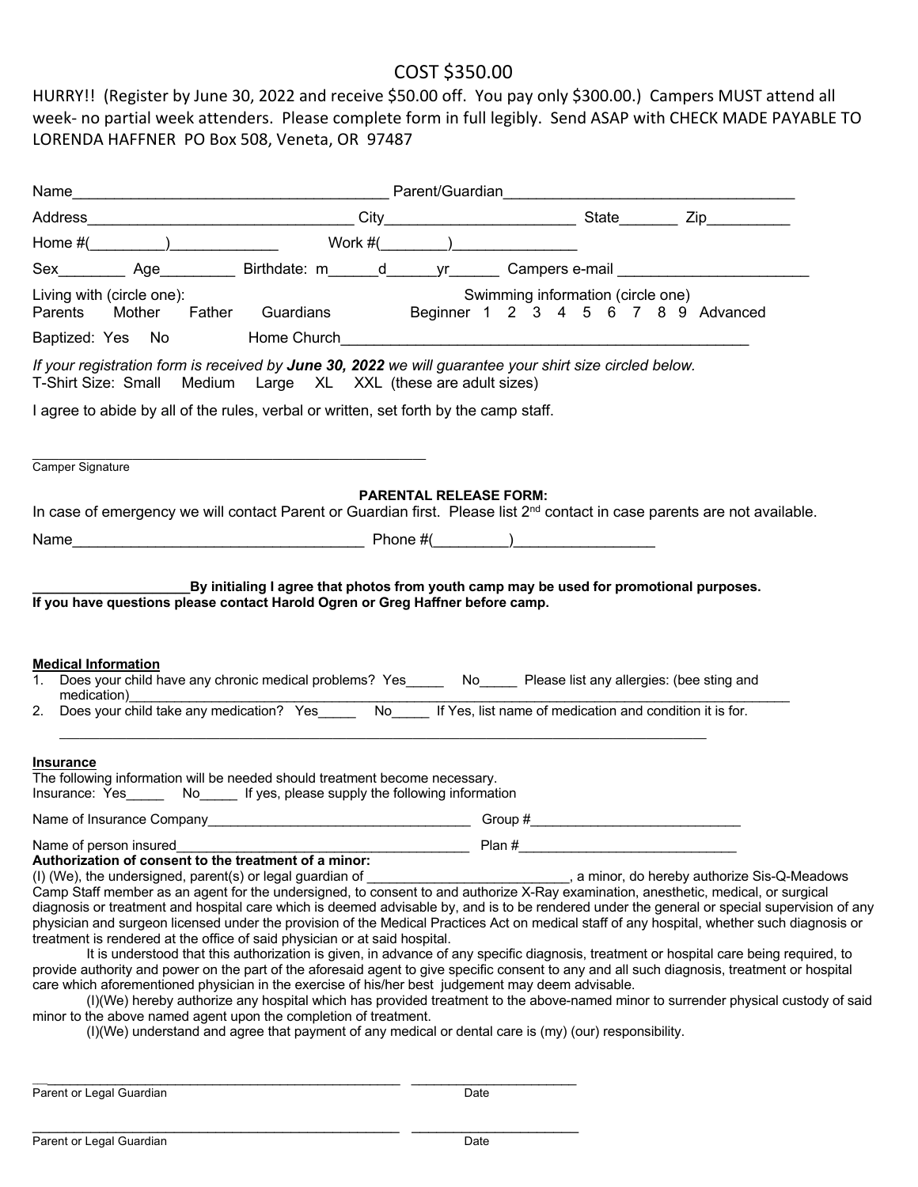# COST $350.00

HURRY!! (Register by June 30, 2022 and receive $50.00 off. You pay only $300.00.) Campers MUST attend all week- no partial week attenders. Please complete form in full legibly. Send ASAP with CHECK MADE PAYABLE TO LORENDA HAFFNER PO Box 508, Veneta, OR 97487

Name______________________________________ Parent/Guardian___________________________________

Address________________________________ City_______________________ State_______ Zip_________

Home #(_________)_____________ Work #(________)_______________

Sex________ Age_________ Birthdate: m______d______yr______ Campers e-mail _______________________

Living with (circle one): Parents Mother Father Guardians

Swimming information (circle one) Beginner 1 2 3 4 5 6 7 8 9 Advanced

Baptized: Yes No Home Church_________________________________________________

*If your registration form is received by* ***June 30, 2022*** *we will guarantee your shirt size circled below.*

T-Shirt Size: Small Medium Large XL XXL (these are adult sizes)

I agree to abide by all of the rules, verbal or written, set forth by the camp staff.

_______________________________________________

Camper Signature

**PARENTAL RELEASE FORM:**

In case of emergency we will contact Parent or Guardian first. Please list 2nd contact in case parents are not available.

Name___________________________________ Phone #(_________)_________________

**___________________By initialing I agree that photos from youth camp may be used for promotional purposes.**

**If you have questions please contact Harold Ogren or Greg Haffner before camp.**

**Medical Information**

1. Does your child have any chronic medical problems? Yes_____ No_____ Please list any allergies: (bee sting and medication)___________________________________________________________________________________
2. Does your child take any medication? Yes_____ No_____ If Yes, list name of medication and condition it is for.

_____________________________________________________________________________________

**Insurance**

The following information will be needed should treatment become necessary.

Insurance: Yes_____ No_____ If yes, please supply the following information

Name of Insurance Company___________________________________ Group #___________________________

Name of person insured_______________________________________ Plan #____________________________

**Authorization of consent to the treatment of a minor:**

(I) (We), the undersigned, parent(s) or legal guardian of ___________________________, a minor, do hereby authorize Sis-Q-Meadows Camp Staff member as an agent for the undersigned, to consent to and authorize X-Ray examination, anesthetic, medical, or surgical diagnosis or treatment and hospital care which is deemed advisable by, and is to be rendered under the general or special supervision of any physician and surgeon licensed under the provision of the Medical Practices Act on medical staff of any hospital, whether such diagnosis or treatment is rendered at the office of said physician or at said hospital.

It is understood that this authorization is given, in advance of any specific diagnosis, treatment or hospital care being required, to provide authority and power on the part of the aforesaid agent to give specific consent to any and all such diagnosis, treatment or hospital care which aforementioned physician in the exercise of his/her best judgement may deem advisable.

(I)(We) hereby authorize any hospital which has provided treatment to the above-named minor to surrender physical custody of said minor to the above named agent upon the completion of treatment.

(I)(We) understand and agree that payment of any medical or dental care is (my) (our) responsibility.

_______________________________________________ ______________________

Parent or Legal Guardian Date

_______________________________________________ ______________________

Parent or Legal Guardian Date